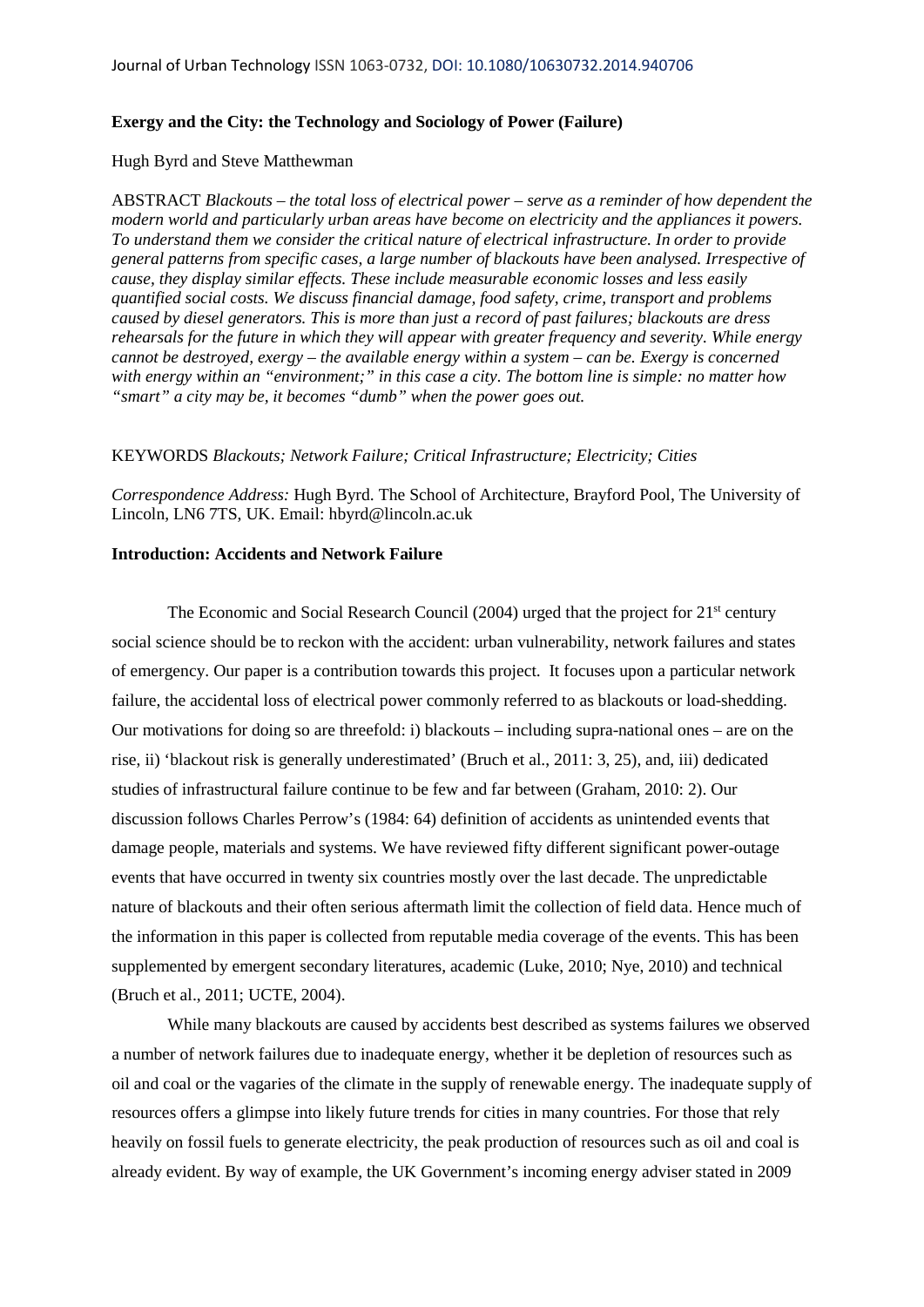Journal of Urban Technology ISSN 1063-0732, DOI: 10.1080/10630732.2014.940706

**Exergy and the City: the Technology and Sociology of Power (Failure)**

Hugh Byrd and Steve Matthewman

ABSTRACT *Blackouts – the total loss of electrical power – serve as a reminder of how dependent the modern world and particularly urban areas have become on electricity and the appliances it powers. To understand them we consider the critical nature of electrical infrastructure. In order to provide general patterns from specific cases, a large number of blackouts have been analysed. Irrespective of cause, they display similar effects. These include measurable economic losses and less easily quantified social costs. We discuss financial damage, food safety, crime, transport and problems caused by diesel generators. This is more than just a record of past failures; blackouts are dress rehearsals for the future in which they will appear with greater frequency and severity. While energy cannot be destroyed, exergy – the available energy within a system – can be. Exergy is concerned with energy within an "environment;" in this case a city. The bottom line is simple: no matter how "smart" a city may be, it becomes "dumb" when the power goes out.*

KEYWORDS *Blackouts; Network Failure; Critical Infrastructure; Electricity; Cities*

*Correspondence Address:* Hugh Byrd. The School of Architecture, Brayford Pool, The University of Lincoln, LN6 7TS, UK. Email: hbyrd@lincoln.ac.uk

**Introduction: Accidents and Network Failure**

The Economic and Social Research Council (2004) urged that the project for 21st century social science should be to reckon with the accident: urban vulnerability, network failures and states of emergency. Our paper is a contribution towards this project. It focuses upon a particular network failure, the accidental loss of electrical power commonly referred to as blackouts or load-shedding. Our motivations for doing so are threefold: i) blackouts – including supra-national ones – are on the rise, ii) 'blackout risk is generally underestimated' (Bruch et al., 2011: 3, 25), and, iii) dedicated studies of infrastructural failure continue to be few and far between (Graham, 2010: 2). Our discussion follows Charles Perrow's (1984: 64) definition of accidents as unintended events that damage people, materials and systems. We have reviewed fifty different significant power-outage events that have occurred in twenty six countries mostly over the last decade. The unpredictable nature of blackouts and their often serious aftermath limit the collection of field data. Hence much of the information in this paper is collected from reputable media coverage of the events. This has been supplemented by emergent secondary literatures, academic (Luke, 2010; Nye, 2010) and technical (Bruch et al., 2011; UCTE, 2004).

While many blackouts are caused by accidents best described as systems failures we observed a number of network failures due to inadequate energy, whether it be depletion of resources such as oil and coal or the vagaries of the climate in the supply of renewable energy. The inadequate supply of resources offers a glimpse into likely future trends for cities in many countries. For those that rely heavily on fossil fuels to generate electricity, the peak production of resources such as oil and coal is already evident. By way of example, the UK Government's incoming energy adviser stated in 2009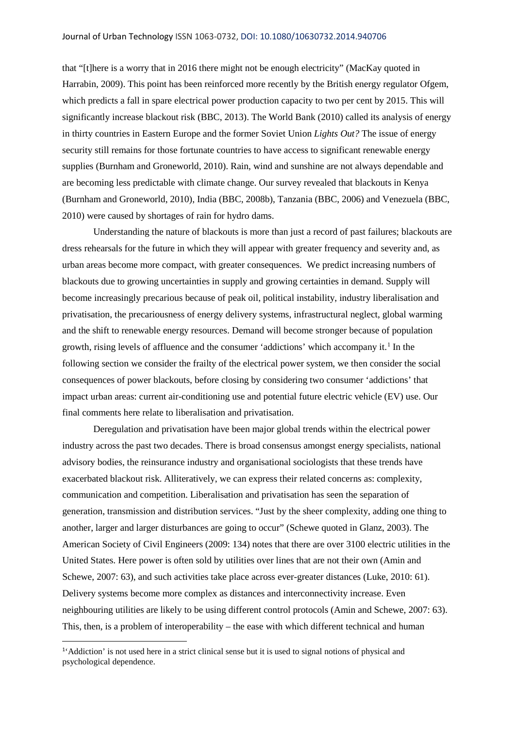that "[t]here is a worry that in 2016 there might not be enough electricity" (MacKay quoted in Harrabin, 2009). This point has been reinforced more recently by the British energy regulator Ofgem, which predicts a fall in spare electrical power production capacity to two per cent by 2015. This will significantly increase blackout risk (BBC, 2013). The World Bank (2010) called its analysis of energy in thirty countries in Eastern Europe and the former Soviet Union *Lights Out?* The issue of energy security still remains for those fortunate countries to have access to significant renewable energy supplies (Burnham and Groneworld, 2010). Rain, wind and sunshine are not always dependable and are becoming less predictable with climate change. Our survey revealed that blackouts in Kenya (Burnham and Groneworld, 2010), India (BBC, 2008b), Tanzania (BBC, 2006) and Venezuela (BBC, 2010) were caused by shortages of rain for hydro dams.

Understanding the nature of blackouts is more than just a record of past failures; blackouts are dress rehearsals for the future in which they will appear with greater frequency and severity and, as urban areas become more compact, with greater consequences. We predict increasing numbers of blackouts due to growing uncertainties in supply and growing certainties in demand. Supply will become increasingly precarious because of peak oil, political instability, industry liberalisation and privatisation, the precariousness of energy delivery systems, infrastructural neglect, global warming and the shift to renewable energy resources. Demand will become stronger because of population growth, rising levels of affluence and the consumer 'addictions' which accompany it.[1] In the following section we consider the frailty of the electrical power system, we then consider the social consequences of power blackouts, before closing by considering two consumer 'addictions' that impact urban areas: current air-conditioning use and potential future electric vehicle (EV) use. Our final comments here relate to liberalisation and privatisation.

Deregulation and privatisation have been major global trends within the electrical power industry across the past two decades. There is broad consensus amongst energy specialists, national advisory bodies, the reinsurance industry and organisational sociologists that these trends have exacerbated blackout risk. Alliteratively, we can express their related concerns as: complexity, communication and competition. Liberalisation and privatisation has seen the separation of generation, transmission and distribution services. "Just by the sheer complexity, adding one thing to another, larger and larger disturbances are going to occur" (Schewe quoted in Glanz, 2003). The American Society of Civil Engineers (2009: 134) notes that there are over 3100 electric utilities in the United States. Here power is often sold by utilities over lines that are not their own (Amin and Schewe, 2007: 63), and such activities take place across ever-greater distances (Luke, 2010: 61). Delivery systems become more complex as distances and interconnectivity increase. Even neighbouring utilities are likely to be using different control protocols (Amin and Schewe, 2007: 63). This, then, is a problem of interoperability – the ease with which different technical and human

[1] 'Addiction' is not used here in a strict clinical sense but it is used to signal notions of physical and psychological dependence.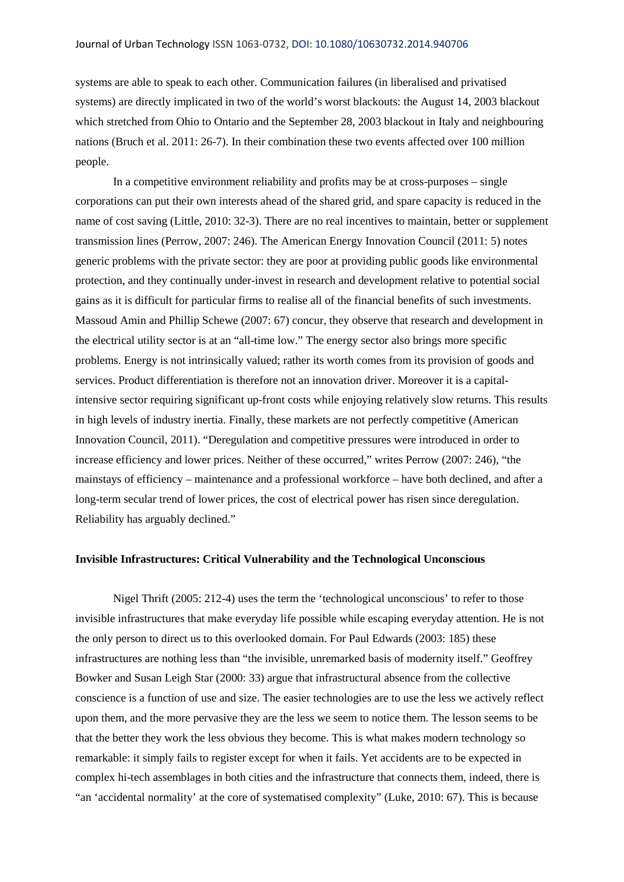systems are able to speak to each other. Communication failures (in liberalised and privatised systems) are directly implicated in two of the world's worst blackouts: the August 14, 2003 blackout which stretched from Ohio to Ontario and the September 28, 2003 blackout in Italy and neighbouring nations (Bruch et al. 2011: 26-7). In their combination these two events affected over 100 million people.

In a competitive environment reliability and profits may be at cross-purposes – single corporations can put their own interests ahead of the shared grid, and spare capacity is reduced in the name of cost saving (Little, 2010: 32-3). There are no real incentives to maintain, better or supplement transmission lines (Perrow, 2007: 246). The American Energy Innovation Council (2011: 5) notes generic problems with the private sector: they are poor at providing public goods like environmental protection, and they continually under-invest in research and development relative to potential social gains as it is difficult for particular firms to realise all of the financial benefits of such investments. Massoud Amin and Phillip Schewe (2007: 67) concur, they observe that research and development in the electrical utility sector is at an "all-time low." The energy sector also brings more specific problems. Energy is not intrinsically valued; rather its worth comes from its provision of goods and services. Product differentiation is therefore not an innovation driver. Moreover it is a capital-intensive sector requiring significant up-front costs while enjoying relatively slow returns. This results in high levels of industry inertia. Finally, these markets are not perfectly competitive (American Innovation Council, 2011). "Deregulation and competitive pressures were introduced in order to increase efficiency and lower prices. Neither of these occurred," writes Perrow (2007: 246), "the mainstays of efficiency – maintenance and a professional workforce – have both declined, and after a long-term secular trend of lower prices, the cost of electrical power has risen since deregulation. Reliability has arguably declined."

## Invisible Infrastructures: Critical Vulnerability and the Technological Unconscious

Nigel Thrift (2005: 212-4) uses the term the 'technological unconscious' to refer to those invisible infrastructures that make everyday life possible while escaping everyday attention. He is not the only person to direct us to this overlooked domain. For Paul Edwards (2003: 185) these infrastructures are nothing less than "the invisible, unremarked basis of modernity itself." Geoffrey Bowker and Susan Leigh Star (2000: 33) argue that infrastructural absence from the collective conscience is a function of use and size. The easier technologies are to use the less we actively reflect upon them, and the more pervasive they are the less we seem to notice them. The lesson seems to be that the better they work the less obvious they become. This is what makes modern technology so remarkable: it simply fails to register except for when it fails. Yet accidents are to be expected in complex hi-tech assemblages in both cities and the infrastructure that connects them, indeed, there is "an 'accidental normality' at the core of systematised complexity" (Luke, 2010: 67). This is because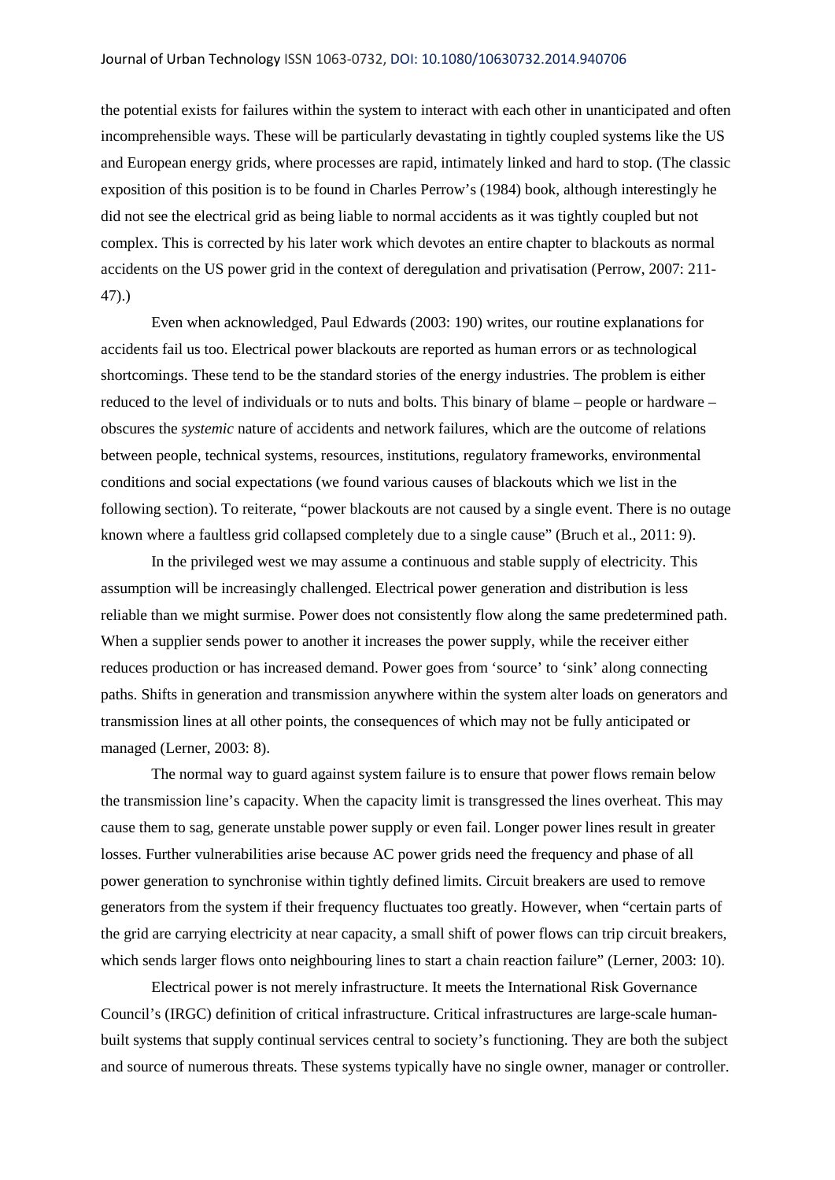the potential exists for failures within the system to interact with each other in unanticipated and often incomprehensible ways. These will be particularly devastating in tightly coupled systems like the US and European energy grids, where processes are rapid, intimately linked and hard to stop. (The classic exposition of this position is to be found in Charles Perrow's (1984) book, although interestingly he did not see the electrical grid as being liable to normal accidents as it was tightly coupled but not complex. This is corrected by his later work which devotes an entire chapter to blackouts as normal accidents on the US power grid in the context of deregulation and privatisation (Perrow, 2007: 211-47).)

Even when acknowledged, Paul Edwards (2003: 190) writes, our routine explanations for accidents fail us too. Electrical power blackouts are reported as human errors or as technological shortcomings. These tend to be the standard stories of the energy industries. The problem is either reduced to the level of individuals or to nuts and bolts. This binary of blame – people or hardware – obscures the *systemic* nature of accidents and network failures, which are the outcome of relations between people, technical systems, resources, institutions, regulatory frameworks, environmental conditions and social expectations (we found various causes of blackouts which we list in the following section). To reiterate, "power blackouts are not caused by a single event. There is no outage known where a faultless grid collapsed completely due to a single cause" (Bruch et al., 2011: 9).

In the privileged west we may assume a continuous and stable supply of electricity. This assumption will be increasingly challenged. Electrical power generation and distribution is less reliable than we might surmise. Power does not consistently flow along the same predetermined path. When a supplier sends power to another it increases the power supply, while the receiver either reduces production or has increased demand. Power goes from 'source' to 'sink' along connecting paths. Shifts in generation and transmission anywhere within the system alter loads on generators and transmission lines at all other points, the consequences of which may not be fully anticipated or managed (Lerner, 2003: 8).

The normal way to guard against system failure is to ensure that power flows remain below the transmission line's capacity. When the capacity limit is transgressed the lines overheat. This may cause them to sag, generate unstable power supply or even fail. Longer power lines result in greater losses. Further vulnerabilities arise because AC power grids need the frequency and phase of all power generation to synchronise within tightly defined limits. Circuit breakers are used to remove generators from the system if their frequency fluctuates too greatly. However, when "certain parts of the grid are carrying electricity at near capacity, a small shift of power flows can trip circuit breakers, which sends larger flows onto neighbouring lines to start a chain reaction failure" (Lerner, 2003: 10).

Electrical power is not merely infrastructure. It meets the International Risk Governance Council's (IRGC) definition of critical infrastructure. Critical infrastructures are large-scale human-built systems that supply continual services central to society's functioning. They are both the subject and source of numerous threats. These systems typically have no single owner, manager or controller.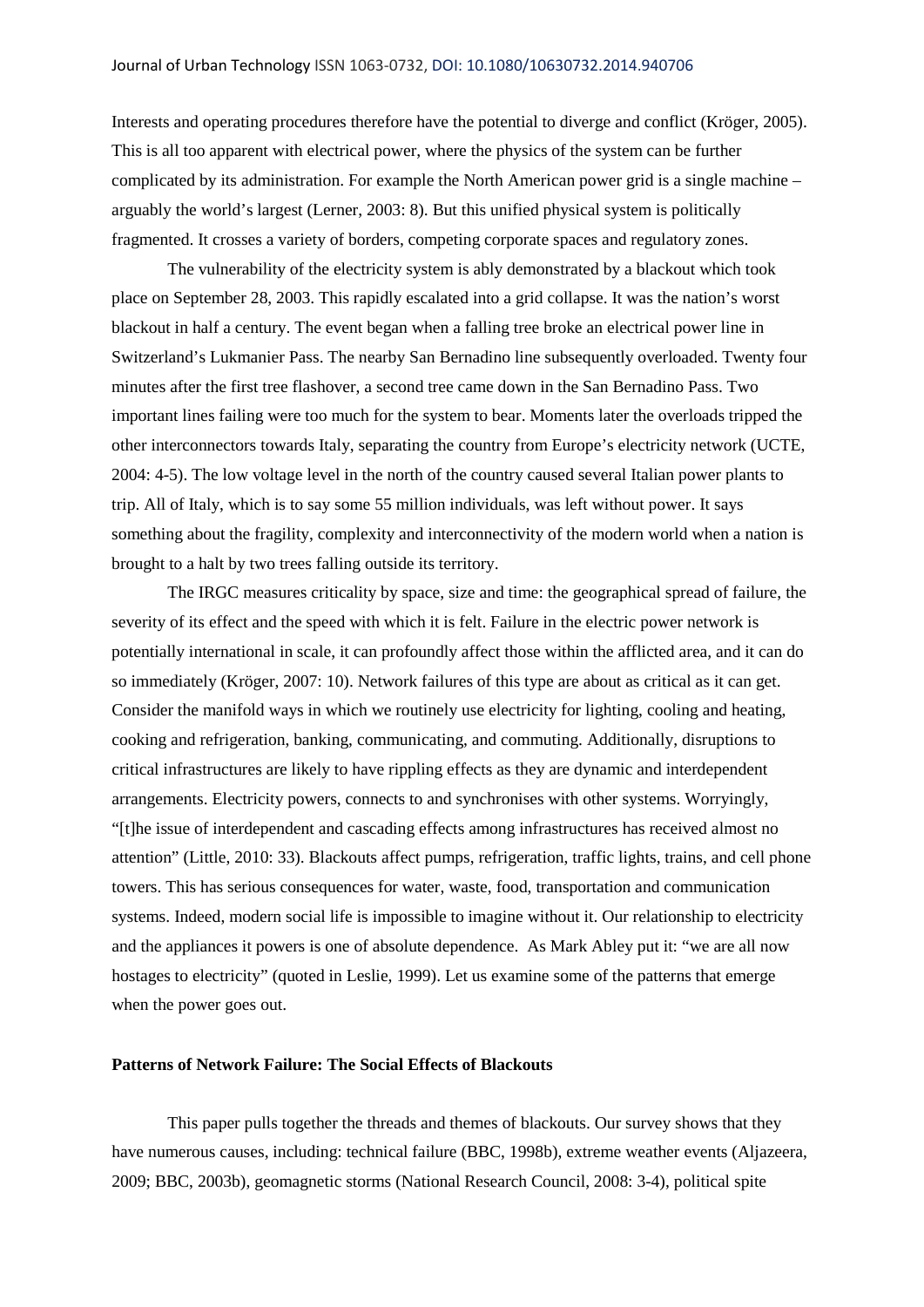Interests and operating procedures therefore have the potential to diverge and conflict (Kröger, 2005). This is all too apparent with electrical power, where the physics of the system can be further complicated by its administration. For example the North American power grid is a single machine – arguably the world's largest (Lerner, 2003: 8). But this unified physical system is politically fragmented. It crosses a variety of borders, competing corporate spaces and regulatory zones.

The vulnerability of the electricity system is ably demonstrated by a blackout which took place on September 28, 2003. This rapidly escalated into a grid collapse. It was the nation's worst blackout in half a century. The event began when a falling tree broke an electrical power line in Switzerland's Lukmanier Pass. The nearby San Bernadino line subsequently overloaded. Twenty four minutes after the first tree flashover, a second tree came down in the San Bernadino Pass. Two important lines failing were too much for the system to bear. Moments later the overloads tripped the other interconnectors towards Italy, separating the country from Europe's electricity network (UCTE, 2004: 4-5). The low voltage level in the north of the country caused several Italian power plants to trip. All of Italy, which is to say some 55 million individuals, was left without power. It says something about the fragility, complexity and interconnectivity of the modern world when a nation is brought to a halt by two trees falling outside its territory.

The IRGC measures criticality by space, size and time: the geographical spread of failure, the severity of its effect and the speed with which it is felt. Failure in the electric power network is potentially international in scale, it can profoundly affect those within the afflicted area, and it can do so immediately (Kröger, 2007: 10). Network failures of this type are about as critical as it can get. Consider the manifold ways in which we routinely use electricity for lighting, cooling and heating, cooking and refrigeration, banking, communicating, and commuting. Additionally, disruptions to critical infrastructures are likely to have rippling effects as they are dynamic and interdependent arrangements. Electricity powers, connects to and synchronises with other systems. Worryingly, "[t]he issue of interdependent and cascading effects among infrastructures has received almost no attention" (Little, 2010: 33). Blackouts affect pumps, refrigeration, traffic lights, trains, and cell phone towers. This has serious consequences for water, waste, food, transportation and communication systems. Indeed, modern social life is impossible to imagine without it. Our relationship to electricity and the appliances it powers is one of absolute dependence. As Mark Abley put it: "we are all now hostages to electricity" (quoted in Leslie, 1999). Let us examine some of the patterns that emerge when the power goes out.

## Patterns of Network Failure: The Social Effects of Blackouts

This paper pulls together the threads and themes of blackouts. Our survey shows that they have numerous causes, including: technical failure (BBC, 1998b), extreme weather events (Aljazeera, 2009; BBC, 2003b), geomagnetic storms (National Research Council, 2008: 3-4), political spite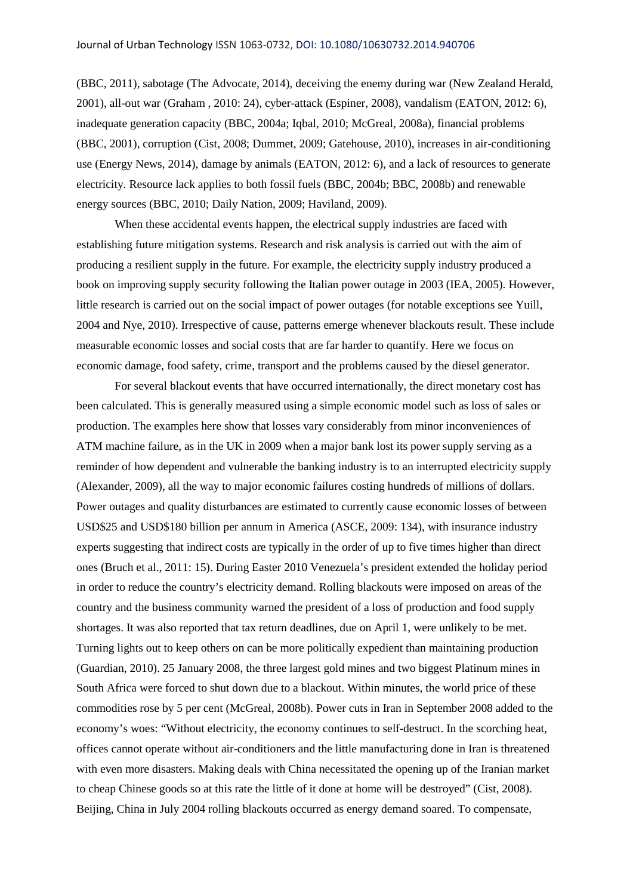(BBC, 2011), sabotage (The Advocate, 2014), deceiving the enemy during war (New Zealand Herald, 2001), all-out war (Graham , 2010: 24), cyber-attack (Espiner, 2008), vandalism (EATON, 2012: 6), inadequate generation capacity (BBC, 2004a; Iqbal, 2010; McGreal, 2008a), financial problems (BBC, 2001), corruption (Cist, 2008; Dummet, 2009; Gatehouse, 2010), increases in air-conditioning use (Energy News, 2014), damage by animals (EATON, 2012: 6), and a lack of resources to generate electricity. Resource lack applies to both fossil fuels (BBC, 2004b; BBC, 2008b) and renewable energy sources (BBC, 2010; Daily Nation, 2009; Haviland, 2009).

When these accidental events happen, the electrical supply industries are faced with establishing future mitigation systems. Research and risk analysis is carried out with the aim of producing a resilient supply in the future. For example, the electricity supply industry produced a book on improving supply security following the Italian power outage in 2003 (IEA, 2005). However, little research is carried out on the social impact of power outages (for notable exceptions see Yuill, 2004 and Nye, 2010). Irrespective of cause, patterns emerge whenever blackouts result. These include measurable economic losses and social costs that are far harder to quantify. Here we focus on economic damage, food safety, crime, transport and the problems caused by the diesel generator.

For several blackout events that have occurred internationally, the direct monetary cost has been calculated. This is generally measured using a simple economic model such as loss of sales or production. The examples here show that losses vary considerably from minor inconveniences of ATM machine failure, as in the UK in 2009 when a major bank lost its power supply serving as a reminder of how dependent and vulnerable the banking industry is to an interrupted electricity supply (Alexander, 2009), all the way to major economic failures costing hundreds of millions of dollars. Power outages and quality disturbances are estimated to currently cause economic losses of between USD$25 and USD$180 billion per annum in America (ASCE, 2009: 134), with insurance industry experts suggesting that indirect costs are typically in the order of up to five times higher than direct ones (Bruch et al., 2011: 15). During Easter 2010 Venezuela's president extended the holiday period in order to reduce the country's electricity demand. Rolling blackouts were imposed on areas of the country and the business community warned the president of a loss of production and food supply shortages. It was also reported that tax return deadlines, due on April 1, were unlikely to be met. Turning lights out to keep others on can be more politically expedient than maintaining production (Guardian, 2010). 25 January 2008, the three largest gold mines and two biggest Platinum mines in South Africa were forced to shut down due to a blackout. Within minutes, the world price of these commodities rose by 5 per cent (McGreal, 2008b). Power cuts in Iran in September 2008 added to the economy's woes: "Without electricity, the economy continues to self-destruct. In the scorching heat, offices cannot operate without air-conditioners and the little manufacturing done in Iran is threatened with even more disasters. Making deals with China necessitated the opening up of the Iranian market to cheap Chinese goods so at this rate the little of it done at home will be destroyed" (Cist, 2008). Beijing, China in July 2004 rolling blackouts occurred as energy demand soared. To compensate,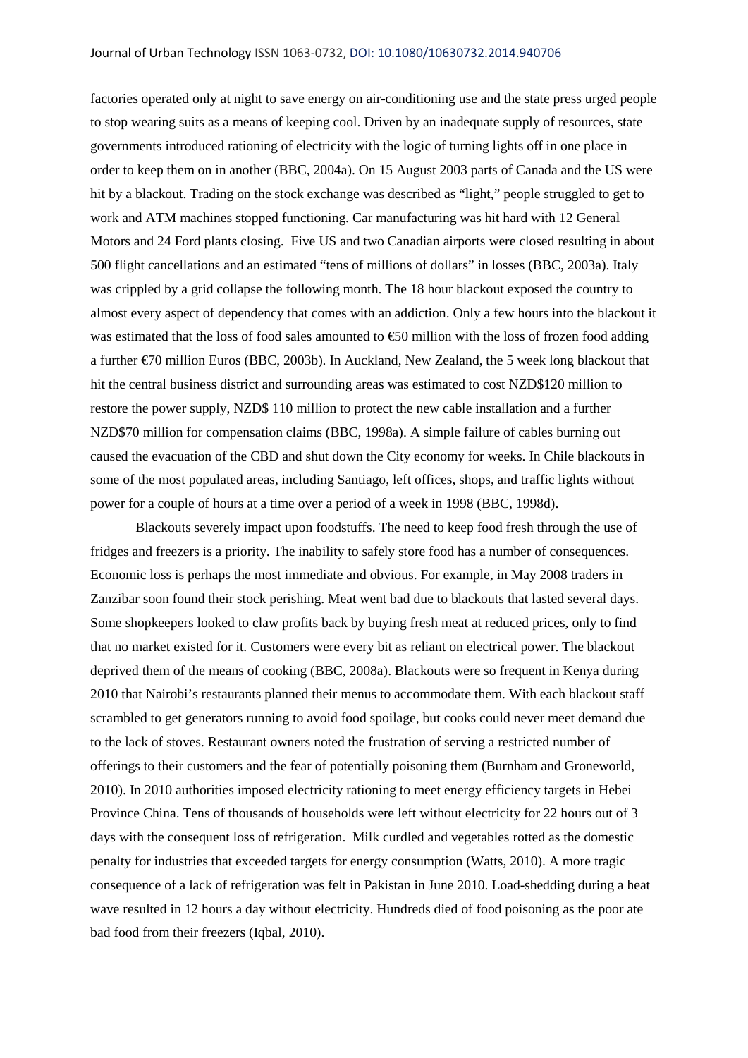factories operated only at night to save energy on air-conditioning use and the state press urged people to stop wearing suits as a means of keeping cool. Driven by an inadequate supply of resources, state governments introduced rationing of electricity with the logic of turning lights off in one place in order to keep them on in another (BBC, 2004a). On 15 August 2003 parts of Canada and the US were hit by a blackout. Trading on the stock exchange was described as "light," people struggled to get to work and ATM machines stopped functioning. Car manufacturing was hit hard with 12 General Motors and 24 Ford plants closing. Five US and two Canadian airports were closed resulting in about 500 flight cancellations and an estimated "tens of millions of dollars" in losses (BBC, 2003a). Italy was crippled by a grid collapse the following month. The 18 hour blackout exposed the country to almost every aspect of dependency that comes with an addiction. Only a few hours into the blackout it was estimated that the loss of food sales amounted to €50 million with the loss of frozen food adding a further €70 million Euros (BBC, 2003b). In Auckland, New Zealand, the 5 week long blackout that hit the central business district and surrounding areas was estimated to cost NZD$120 million to restore the power supply, NZD$ 110 million to protect the new cable installation and a further NZD$70 million for compensation claims (BBC, 1998a). A simple failure of cables burning out caused the evacuation of the CBD and shut down the City economy for weeks. In Chile blackouts in some of the most populated areas, including Santiago, left offices, shops, and traffic lights without power for a couple of hours at a time over a period of a week in 1998 (BBC, 1998d).

Blackouts severely impact upon foodstuffs. The need to keep food fresh through the use of fridges and freezers is a priority. The inability to safely store food has a number of consequences. Economic loss is perhaps the most immediate and obvious. For example, in May 2008 traders in Zanzibar soon found their stock perishing. Meat went bad due to blackouts that lasted several days. Some shopkeepers looked to claw profits back by buying fresh meat at reduced prices, only to find that no market existed for it. Customers were every bit as reliant on electrical power. The blackout deprived them of the means of cooking (BBC, 2008a). Blackouts were so frequent in Kenya during 2010 that Nairobi's restaurants planned their menus to accommodate them. With each blackout staff scrambled to get generators running to avoid food spoilage, but cooks could never meet demand due to the lack of stoves. Restaurant owners noted the frustration of serving a restricted number of offerings to their customers and the fear of potentially poisoning them (Burnham and Groneworld, 2010). In 2010 authorities imposed electricity rationing to meet energy efficiency targets in Hebei Province China. Tens of thousands of households were left without electricity for 22 hours out of 3 days with the consequent loss of refrigeration. Milk curdled and vegetables rotted as the domestic penalty for industries that exceeded targets for energy consumption (Watts, 2010). A more tragic consequence of a lack of refrigeration was felt in Pakistan in June 2010. Load-shedding during a heat wave resulted in 12 hours a day without electricity. Hundreds died of food poisoning as the poor ate bad food from their freezers (Iqbal, 2010).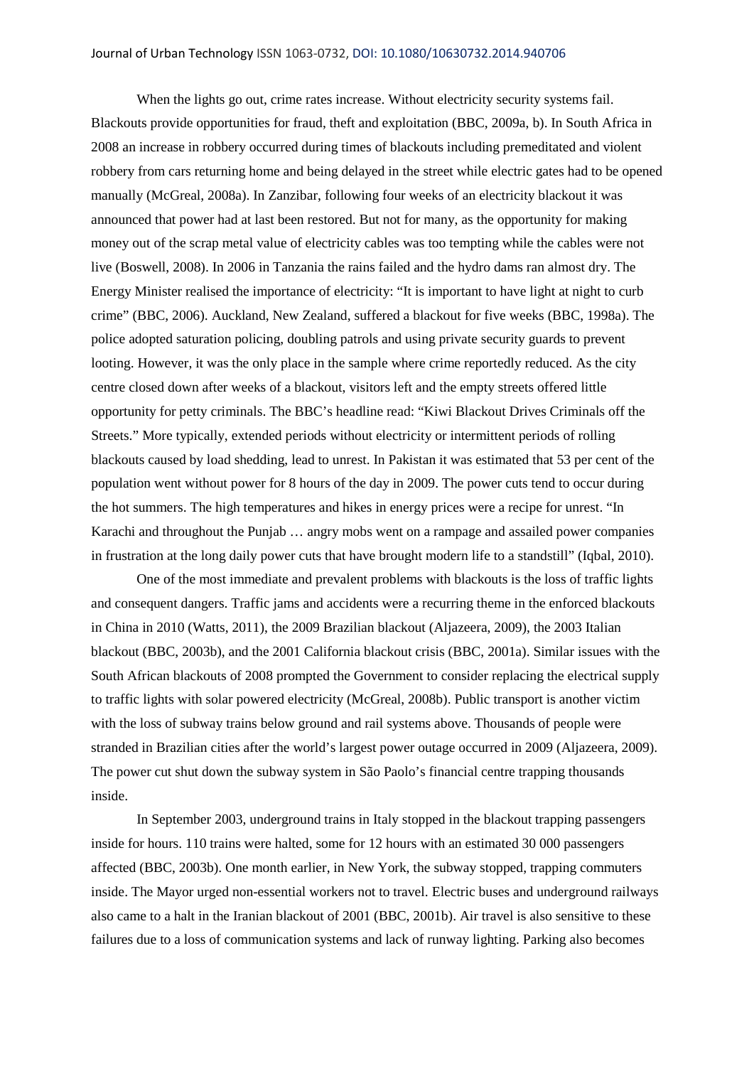When the lights go out, crime rates increase. Without electricity security systems fail. Blackouts provide opportunities for fraud, theft and exploitation (BBC, 2009a, b). In South Africa in 2008 an increase in robbery occurred during times of blackouts including premeditated and violent robbery from cars returning home and being delayed in the street while electric gates had to be opened manually (McGreal, 2008a). In Zanzibar, following four weeks of an electricity blackout it was announced that power had at last been restored. But not for many, as the opportunity for making money out of the scrap metal value of electricity cables was too tempting while the cables were not live (Boswell, 2008). In 2006 in Tanzania the rains failed and the hydro dams ran almost dry. The Energy Minister realised the importance of electricity: "It is important to have light at night to curb crime" (BBC, 2006). Auckland, New Zealand, suffered a blackout for five weeks (BBC, 1998a). The police adopted saturation policing, doubling patrols and using private security guards to prevent looting. However, it was the only place in the sample where crime reportedly reduced. As the city centre closed down after weeks of a blackout, visitors left and the empty streets offered little opportunity for petty criminals. The BBC's headline read: "Kiwi Blackout Drives Criminals off the Streets." More typically, extended periods without electricity or intermittent periods of rolling blackouts caused by load shedding, lead to unrest. In Pakistan it was estimated that 53 per cent of the population went without power for 8 hours of the day in 2009. The power cuts tend to occur during the hot summers. The high temperatures and hikes in energy prices were a recipe for unrest. "In Karachi and throughout the Punjab … angry mobs went on a rampage and assailed power companies in frustration at the long daily power cuts that have brought modern life to a standstill" (Iqbal, 2010).

One of the most immediate and prevalent problems with blackouts is the loss of traffic lights and consequent dangers. Traffic jams and accidents were a recurring theme in the enforced blackouts in China in 2010 (Watts, 2011), the 2009 Brazilian blackout (Aljazeera, 2009), the 2003 Italian blackout (BBC, 2003b), and the 2001 California blackout crisis (BBC, 2001a). Similar issues with the South African blackouts of 2008 prompted the Government to consider replacing the electrical supply to traffic lights with solar powered electricity (McGreal, 2008b). Public transport is another victim with the loss of subway trains below ground and rail systems above. Thousands of people were stranded in Brazilian cities after the world's largest power outage occurred in 2009 (Aljazeera, 2009). The power cut shut down the subway system in São Paolo's financial centre trapping thousands inside.

In September 2003, underground trains in Italy stopped in the blackout trapping passengers inside for hours. 110 trains were halted, some for 12 hours with an estimated 30 000 passengers affected (BBC, 2003b). One month earlier, in New York, the subway stopped, trapping commuters inside. The Mayor urged non-essential workers not to travel. Electric buses and underground railways also came to a halt in the Iranian blackout of 2001 (BBC, 2001b). Air travel is also sensitive to these failures due to a loss of communication systems and lack of runway lighting. Parking also becomes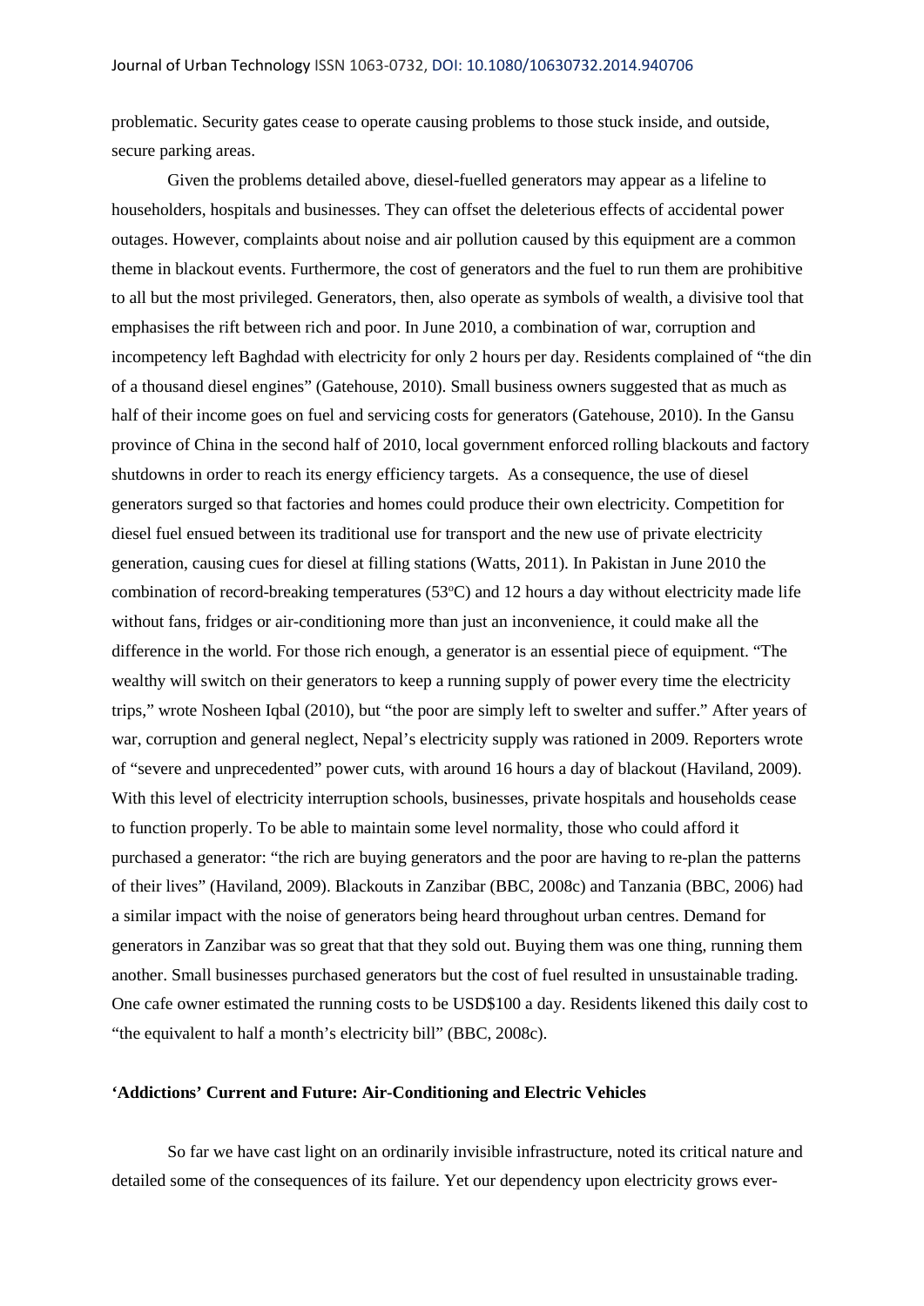problematic. Security gates cease to operate causing problems to those stuck inside, and outside, secure parking areas.

Given the problems detailed above, diesel-fuelled generators may appear as a lifeline to householders, hospitals and businesses. They can offset the deleterious effects of accidental power outages. However, complaints about noise and air pollution caused by this equipment are a common theme in blackout events. Furthermore, the cost of generators and the fuel to run them are prohibitive to all but the most privileged. Generators, then, also operate as symbols of wealth, a divisive tool that emphasises the rift between rich and poor. In June 2010, a combination of war, corruption and incompetency left Baghdad with electricity for only 2 hours per day. Residents complained of "the din of a thousand diesel engines" (Gatehouse, 2010). Small business owners suggested that as much as half of their income goes on fuel and servicing costs for generators (Gatehouse, 2010). In the Gansu province of China in the second half of 2010, local government enforced rolling blackouts and factory shutdowns in order to reach its energy efficiency targets. As a consequence, the use of diesel generators surged so that factories and homes could produce their own electricity. Competition for diesel fuel ensued between its traditional use for transport and the new use of private electricity generation, causing cues for diesel at filling stations (Watts, 2011). In Pakistan in June 2010 the combination of record-breaking temperatures (53°C) and 12 hours a day without electricity made life without fans, fridges or air-conditioning more than just an inconvenience, it could make all the difference in the world. For those rich enough, a generator is an essential piece of equipment. "The wealthy will switch on their generators to keep a running supply of power every time the electricity trips," wrote Nosheen Iqbal (2010), but "the poor are simply left to swelter and suffer." After years of war, corruption and general neglect, Nepal's electricity supply was rationed in 2009. Reporters wrote of "severe and unprecedented" power cuts, with around 16 hours a day of blackout (Haviland, 2009). With this level of electricity interruption schools, businesses, private hospitals and households cease to function properly. To be able to maintain some level normality, those who could afford it purchased a generator: "the rich are buying generators and the poor are having to re-plan the patterns of their lives" (Haviland, 2009). Blackouts in Zanzibar (BBC, 2008c) and Tanzania (BBC, 2006) had a similar impact with the noise of generators being heard throughout urban centres. Demand for generators in Zanzibar was so great that that they sold out. Buying them was one thing, running them another. Small businesses purchased generators but the cost of fuel resulted in unsustainable trading. One cafe owner estimated the running costs to be USD$100 a day. Residents likened this daily cost to "the equivalent to half a month's electricity bill" (BBC, 2008c).

## 'Addictions' Current and Future: Air-Conditioning and Electric Vehicles

So far we have cast light on an ordinarily invisible infrastructure, noted its critical nature and detailed some of the consequences of its failure. Yet our dependency upon electricity grows ever-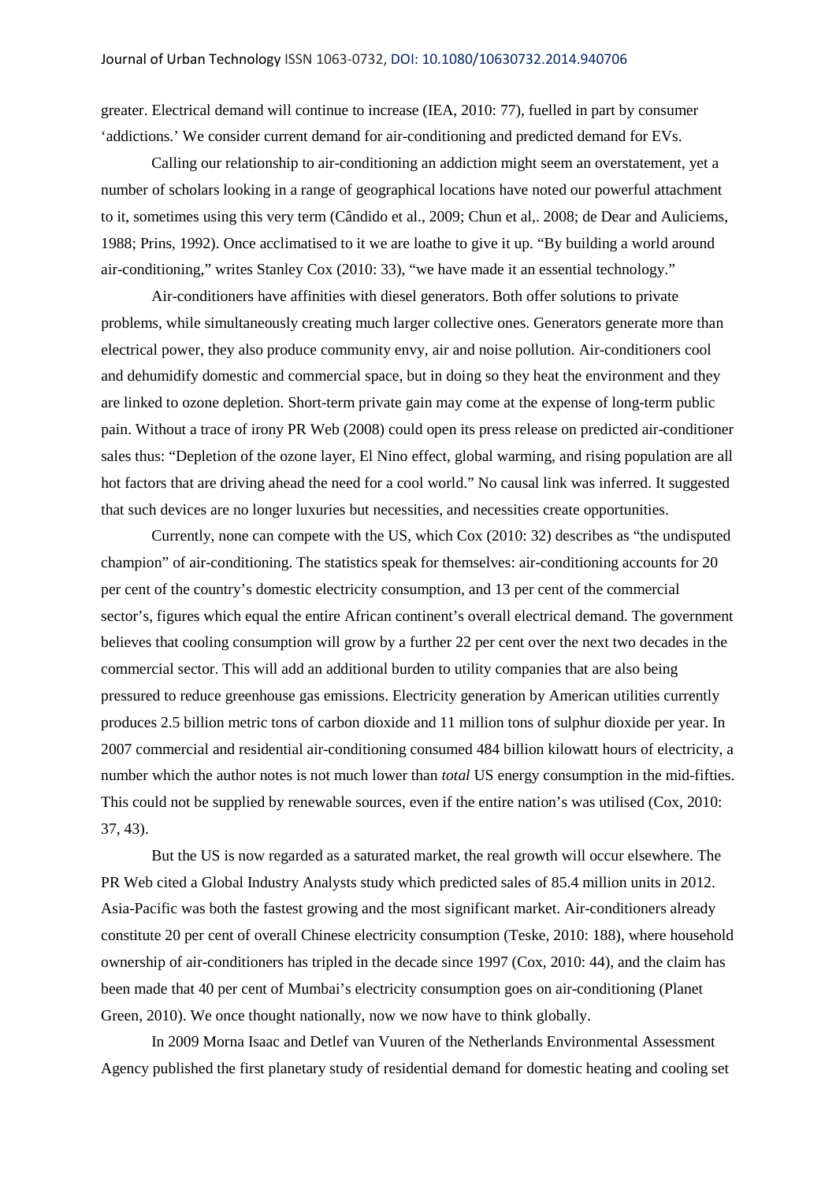greater. Electrical demand will continue to increase (IEA, 2010: 77), fuelled in part by consumer 'addictions.' We consider current demand for air-conditioning and predicted demand for EVs.

Calling our relationship to air-conditioning an addiction might seem an overstatement, yet a number of scholars looking in a range of geographical locations have noted our powerful attachment to it, sometimes using this very term (Cândido et al., 2009; Chun et al,. 2008; de Dear and Auliciems, 1988; Prins, 1992). Once acclimatised to it we are loathe to give it up. "By building a world around air-conditioning," writes Stanley Cox (2010: 33), "we have made it an essential technology."

Air-conditioners have affinities with diesel generators. Both offer solutions to private problems, while simultaneously creating much larger collective ones. Generators generate more than electrical power, they also produce community envy, air and noise pollution. Air-conditioners cool and dehumidify domestic and commercial space, but in doing so they heat the environment and they are linked to ozone depletion. Short-term private gain may come at the expense of long-term public pain. Without a trace of irony PR Web (2008) could open its press release on predicted air-conditioner sales thus: "Depletion of the ozone layer, El Nino effect, global warming, and rising population are all hot factors that are driving ahead the need for a cool world." No causal link was inferred. It suggested that such devices are no longer luxuries but necessities, and necessities create opportunities.

Currently, none can compete with the US, which Cox (2010: 32) describes as "the undisputed champion" of air-conditioning. The statistics speak for themselves: air-conditioning accounts for 20 per cent of the country's domestic electricity consumption, and 13 per cent of the commercial sector's, figures which equal the entire African continent's overall electrical demand. The government believes that cooling consumption will grow by a further 22 per cent over the next two decades in the commercial sector. This will add an additional burden to utility companies that are also being pressured to reduce greenhouse gas emissions. Electricity generation by American utilities currently produces 2.5 billion metric tons of carbon dioxide and 11 million tons of sulphur dioxide per year. In 2007 commercial and residential air-conditioning consumed 484 billion kilowatt hours of electricity, a number which the author notes is not much lower than *total* US energy consumption in the mid-fifties. This could not be supplied by renewable sources, even if the entire nation's was utilised (Cox, 2010: 37, 43).

But the US is now regarded as a saturated market, the real growth will occur elsewhere. The PR Web cited a Global Industry Analysts study which predicted sales of 85.4 million units in 2012. Asia-Pacific was both the fastest growing and the most significant market. Air-conditioners already constitute 20 per cent of overall Chinese electricity consumption (Teske, 2010: 188), where household ownership of air-conditioners has tripled in the decade since 1997 (Cox, 2010: 44), and the claim has been made that 40 per cent of Mumbai's electricity consumption goes on air-conditioning (Planet Green, 2010). We once thought nationally, now we now have to think globally.

In 2009 Morna Isaac and Detlef van Vuuren of the Netherlands Environmental Assessment Agency published the first planetary study of residential demand for domestic heating and cooling set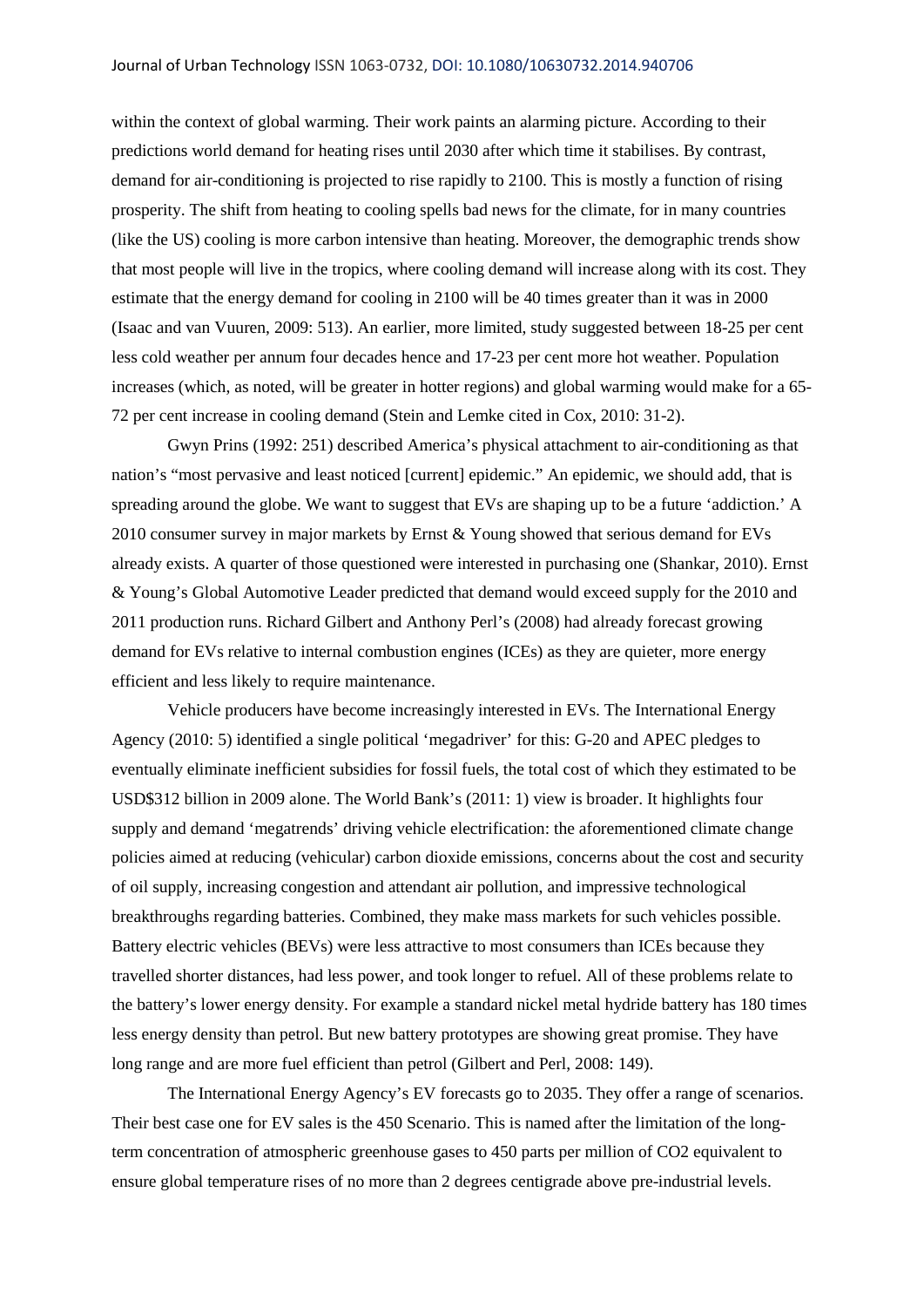within the context of global warming. Their work paints an alarming picture. According to their predictions world demand for heating rises until 2030 after which time it stabilises. By contrast, demand for air-conditioning is projected to rise rapidly to 2100. This is mostly a function of rising prosperity. The shift from heating to cooling spells bad news for the climate, for in many countries (like the US) cooling is more carbon intensive than heating. Moreover, the demographic trends show that most people will live in the tropics, where cooling demand will increase along with its cost. They estimate that the energy demand for cooling in 2100 will be 40 times greater than it was in 2000 (Isaac and van Vuuren, 2009: 513). An earlier, more limited, study suggested between 18-25 per cent less cold weather per annum four decades hence and 17-23 per cent more hot weather. Population increases (which, as noted, will be greater in hotter regions) and global warming would make for a 65-72 per cent increase in cooling demand (Stein and Lemke cited in Cox, 2010: 31-2).

Gwyn Prins (1992: 251) described America's physical attachment to air-conditioning as that nation's "most pervasive and least noticed [current] epidemic." An epidemic, we should add, that is spreading around the globe. We want to suggest that EVs are shaping up to be a future 'addiction.' A 2010 consumer survey in major markets by Ernst & Young showed that serious demand for EVs already exists. A quarter of those questioned were interested in purchasing one (Shankar, 2010). Ernst & Young's Global Automotive Leader predicted that demand would exceed supply for the 2010 and 2011 production runs. Richard Gilbert and Anthony Perl's (2008) had already forecast growing demand for EVs relative to internal combustion engines (ICEs) as they are quieter, more energy efficient and less likely to require maintenance.

Vehicle producers have become increasingly interested in EVs. The International Energy Agency (2010: 5) identified a single political 'megadriver' for this: G-20 and APEC pledges to eventually eliminate inefficient subsidies for fossil fuels, the total cost of which they estimated to be USD$312 billion in 2009 alone. The World Bank's (2011: 1) view is broader. It highlights four supply and demand 'megatrends' driving vehicle electrification: the aforementioned climate change policies aimed at reducing (vehicular) carbon dioxide emissions, concerns about the cost and security of oil supply, increasing congestion and attendant air pollution, and impressive technological breakthroughs regarding batteries. Combined, they make mass markets for such vehicles possible. Battery electric vehicles (BEVs) were less attractive to most consumers than ICEs because they travelled shorter distances, had less power, and took longer to refuel. All of these problems relate to the battery's lower energy density. For example a standard nickel metal hydride battery has 180 times less energy density than petrol. But new battery prototypes are showing great promise. They have long range and are more fuel efficient than petrol (Gilbert and Perl, 2008: 149).

The International Energy Agency's EV forecasts go to 2035. They offer a range of scenarios. Their best case one for EV sales is the 450 Scenario. This is named after the limitation of the long-term concentration of atmospheric greenhouse gases to 450 parts per million of $CO_2$ equivalent to ensure global temperature rises of no more than 2 degrees centigrade above pre-industrial levels.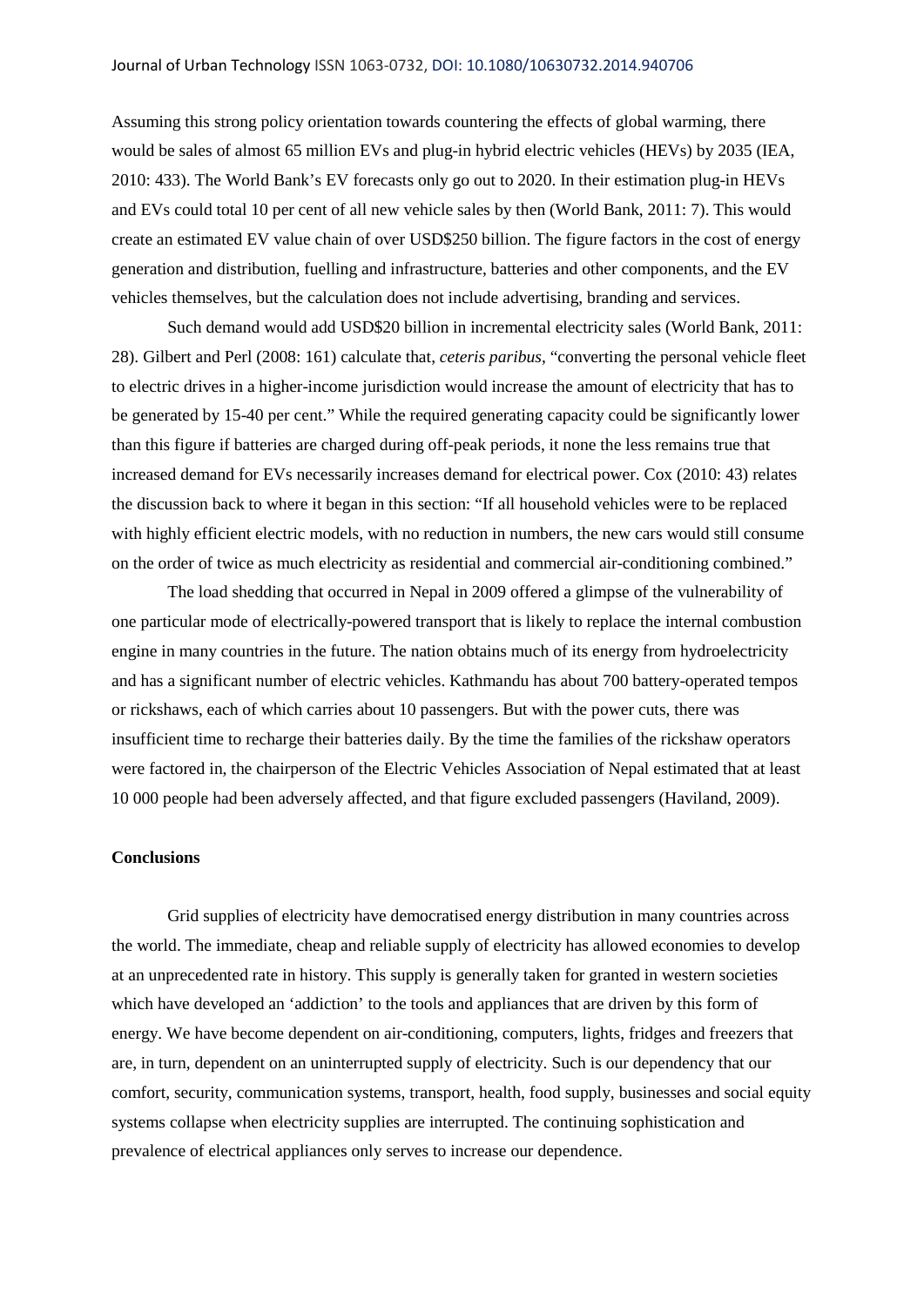Assuming this strong policy orientation towards countering the effects of global warming, there would be sales of almost 65 million EVs and plug-in hybrid electric vehicles (HEVs) by 2035 (IEA, 2010: 433). The World Bank's EV forecasts only go out to 2020. In their estimation plug-in HEVs and EVs could total 10 per cent of all new vehicle sales by then (World Bank, 2011: 7). This would create an estimated EV value chain of over USD$250 billion. The figure factors in the cost of energy generation and distribution, fuelling and infrastructure, batteries and other components, and the EV vehicles themselves, but the calculation does not include advertising, branding and services.

Such demand would add USD$20 billion in incremental electricity sales (World Bank, 2011: 28). Gilbert and Perl (2008: 161) calculate that, *ceteris paribus*, "converting the personal vehicle fleet to electric drives in a higher-income jurisdiction would increase the amount of electricity that has to be generated by 15-40 per cent." While the required generating capacity could be significantly lower than this figure if batteries are charged during off-peak periods, it none the less remains true that increased demand for EVs necessarily increases demand for electrical power. Cox (2010: 43) relates the discussion back to where it began in this section: "If all household vehicles were to be replaced with highly efficient electric models, with no reduction in numbers, the new cars would still consume on the order of twice as much electricity as residential and commercial air-conditioning combined."

The load shedding that occurred in Nepal in 2009 offered a glimpse of the vulnerability of one particular mode of electrically-powered transport that is likely to replace the internal combustion engine in many countries in the future. The nation obtains much of its energy from hydroelectricity and has a significant number of electric vehicles. Kathmandu has about 700 battery-operated tempos or rickshaws, each of which carries about 10 passengers. But with the power cuts, there was insufficient time to recharge their batteries daily. By the time the families of the rickshaw operators were factored in, the chairperson of the Electric Vehicles Association of Nepal estimated that at least 10 000 people had been adversely affected, and that figure excluded passengers (Haviland, 2009).

## Conclusions

Grid supplies of electricity have democratised energy distribution in many countries across the world. The immediate, cheap and reliable supply of electricity has allowed economies to develop at an unprecedented rate in history. This supply is generally taken for granted in western societies which have developed an 'addiction' to the tools and appliances that are driven by this form of energy. We have become dependent on air-conditioning, computers, lights, fridges and freezers that are, in turn, dependent on an uninterrupted supply of electricity. Such is our dependency that our comfort, security, communication systems, transport, health, food supply, businesses and social equity systems collapse when electricity supplies are interrupted. The continuing sophistication and prevalence of electrical appliances only serves to increase our dependence.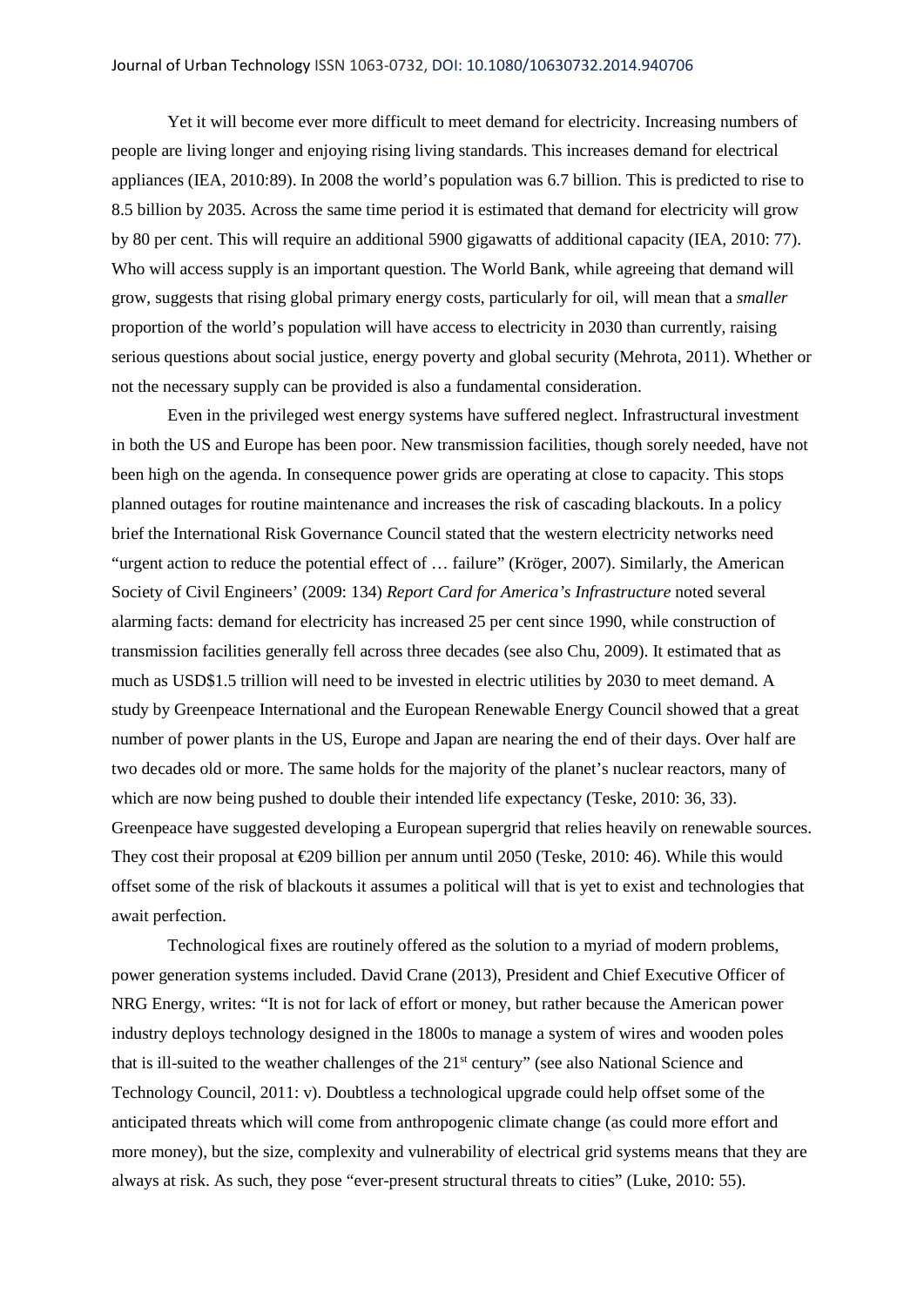Yet it will become ever more difficult to meet demand for electricity. Increasing numbers of people are living longer and enjoying rising living standards. This increases demand for electrical appliances (IEA, 2010:89). In 2008 the world's population was 6.7 billion. This is predicted to rise to 8.5 billion by 2035. Across the same time period it is estimated that demand for electricity will grow by 80 per cent. This will require an additional 5900 gigawatts of additional capacity (IEA, 2010: 77). Who will access supply is an important question. The World Bank, while agreeing that demand will grow, suggests that rising global primary energy costs, particularly for oil, will mean that a *smaller* proportion of the world's population will have access to electricity in 2030 than currently, raising serious questions about social justice, energy poverty and global security (Mehrota, 2011). Whether or not the necessary supply can be provided is also a fundamental consideration.

Even in the privileged west energy systems have suffered neglect. Infrastructural investment in both the US and Europe has been poor. New transmission facilities, though sorely needed, have not been high on the agenda. In consequence power grids are operating at close to capacity. This stops planned outages for routine maintenance and increases the risk of cascading blackouts. In a policy brief the International Risk Governance Council stated that the western electricity networks need "urgent action to reduce the potential effect of … failure" (Kröger, 2007). Similarly, the American Society of Civil Engineers' (2009: 134) *Report Card for America's Infrastructure* noted several alarming facts: demand for electricity has increased 25 per cent since 1990, while construction of transmission facilities generally fell across three decades (see also Chu, 2009). It estimated that as much as USD$1.5 trillion will need to be invested in electric utilities by 2030 to meet demand. A study by Greenpeace International and the European Renewable Energy Council showed that a great number of power plants in the US, Europe and Japan are nearing the end of their days. Over half are two decades old or more. The same holds for the majority of the planet's nuclear reactors, many of which are now being pushed to double their intended life expectancy (Teske, 2010: 36, 33). Greenpeace have suggested developing a European supergrid that relies heavily on renewable sources. They cost their proposal at €209 billion per annum until 2050 (Teske, 2010: 46). While this would offset some of the risk of blackouts it assumes a political will that is yet to exist and technologies that await perfection.

Technological fixes are routinely offered as the solution to a myriad of modern problems, power generation systems included. David Crane (2013), President and Chief Executive Officer of NRG Energy, writes: "It is not for lack of effort or money, but rather because the American power industry deploys technology designed in the 1800s to manage a system of wires and wooden poles that is ill-suited to the weather challenges of the 21st century" (see also National Science and Technology Council, 2011: v). Doubtless a technological upgrade could help offset some of the anticipated threats which will come from anthropogenic climate change (as could more effort and more money), but the size, complexity and vulnerability of electrical grid systems means that they are always at risk. As such, they pose "ever-present structural threats to cities" (Luke, 2010: 55).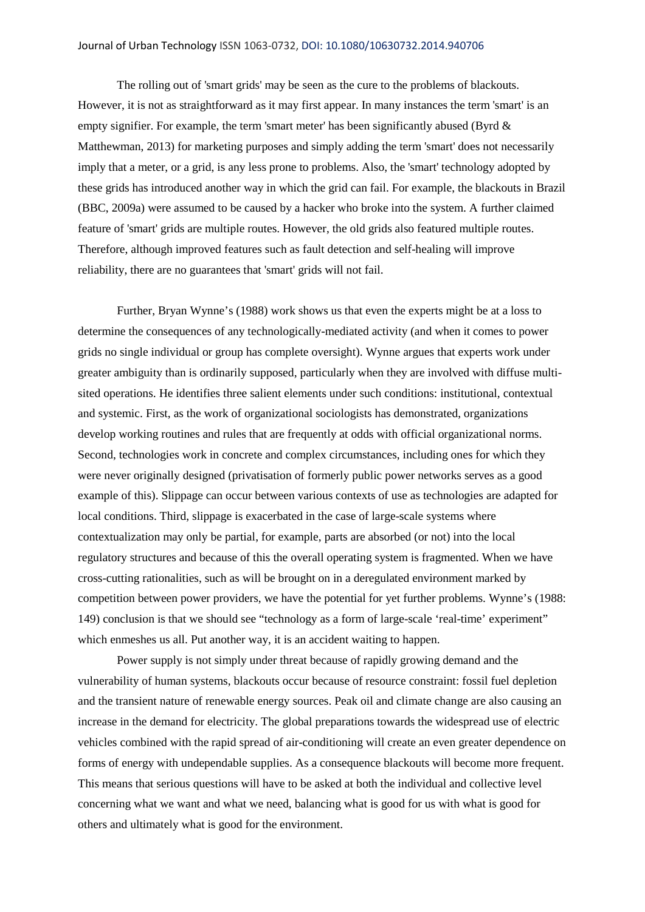The rolling out of 'smart grids' may be seen as the cure to the problems of blackouts. However, it is not as straightforward as it may first appear. In many instances the term 'smart' is an empty signifier. For example, the term 'smart meter' has been significantly abused (Byrd & Matthewman, 2013) for marketing purposes and simply adding the term 'smart' does not necessarily imply that a meter, or a grid, is any less prone to problems. Also, the 'smart' technology adopted by these grids has introduced another way in which the grid can fail. For example, the blackouts in Brazil (BBC, 2009a) were assumed to be caused by a hacker who broke into the system. A further claimed feature of 'smart' grids are multiple routes. However, the old grids also featured multiple routes. Therefore, although improved features such as fault detection and self-healing will improve reliability, there are no guarantees that 'smart' grids will not fail.

Further, Bryan Wynne's (1988) work shows us that even the experts might be at a loss to determine the consequences of any technologically-mediated activity (and when it comes to power grids no single individual or group has complete oversight). Wynne argues that experts work under greater ambiguity than is ordinarily supposed, particularly when they are involved with diffuse multi-sited operations. He identifies three salient elements under such conditions: institutional, contextual and systemic. First, as the work of organizational sociologists has demonstrated, organizations develop working routines and rules that are frequently at odds with official organizational norms. Second, technologies work in concrete and complex circumstances, including ones for which they were never originally designed (privatisation of formerly public power networks serves as a good example of this). Slippage can occur between various contexts of use as technologies are adapted for local conditions. Third, slippage is exacerbated in the case of large-scale systems where contextualization may only be partial, for example, parts are absorbed (or not) into the local regulatory structures and because of this the overall operating system is fragmented. When we have cross-cutting rationalities, such as will be brought on in a deregulated environment marked by competition between power providers, we have the potential for yet further problems. Wynne's (1988: 149) conclusion is that we should see "technology as a form of large-scale 'real-time' experiment" which enmeshes us all. Put another way, it is an accident waiting to happen.

Power supply is not simply under threat because of rapidly growing demand and the vulnerability of human systems, blackouts occur because of resource constraint: fossil fuel depletion and the transient nature of renewable energy sources. Peak oil and climate change are also causing an increase in the demand for electricity. The global preparations towards the widespread use of electric vehicles combined with the rapid spread of air-conditioning will create an even greater dependence on forms of energy with undependable supplies. As a consequence blackouts will become more frequent. This means that serious questions will have to be asked at both the individual and collective level concerning what we want and what we need, balancing what is good for us with what is good for others and ultimately what is good for the environment.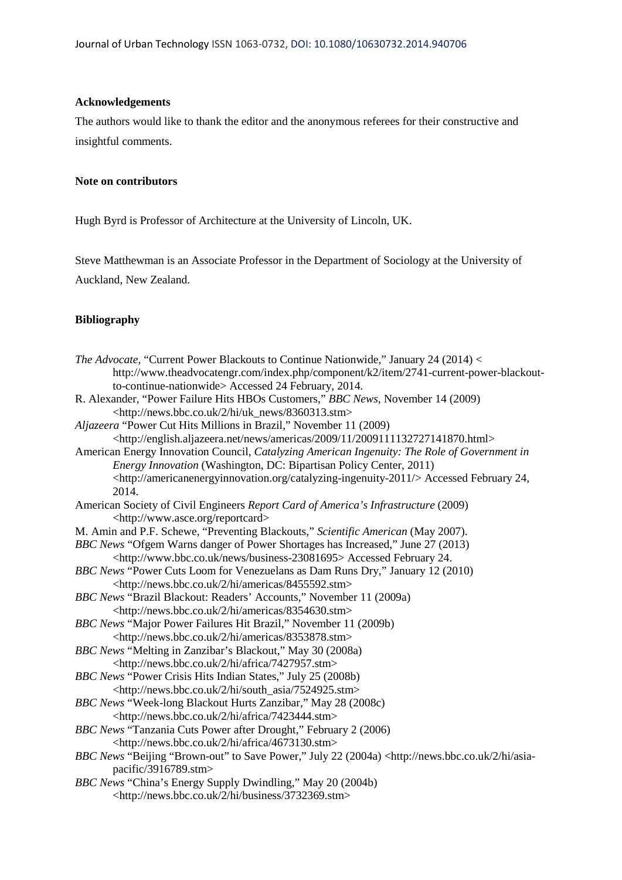**Acknowledgements**

The authors would like to thank the editor and the anonymous referees for their constructive and insightful comments.

**Note on contributors**

Hugh Byrd is Professor of Architecture at the University of Lincoln, UK.

Steve Matthewman is an Associate Professor in the Department of Sociology at the University of Auckland, New Zealand.

**Bibliography**

*The Advocate*, "Current Power Blackouts to Continue Nationwide," January 24 (2014) < http://www.theadvocatengr.com/index.php/component/k2/item/2741-current-power-blackout-to-continue-nationwide> Accessed 24 February, 2014.

R. Alexander, "Power Failure Hits HBOs Customers," *BBC News*, November 14 (2009) <http://news.bbc.co.uk/2/hi/uk_news/8360313.stm>

*Aljazeera* "Power Cut Hits Millions in Brazil," November 11 (2009) <http://english.aljazeera.net/news/americas/2009/11/2009111132727141870.html>

American Energy Innovation Council, *Catalyzing American Ingenuity: The Role of Government in Energy Innovation* (Washington, DC: Bipartisan Policy Center, 2011) <http://americanenergyinnovation.org/catalyzing-ingenuity-2011/> Accessed February 24, 2014.

American Society of Civil Engineers *Report Card of America's Infrastructure* (2009) <http://www.asce.org/reportcard>

M. Amin and P.F. Schewe, "Preventing Blackouts," *Scientific American* (May 2007).

*BBC News* "Ofgem Warns danger of Power Shortages has Increased," June 27 (2013) <http://www.bbc.co.uk/news/business-23081695> Accessed February 24.

*BBC News* "Power Cuts Loom for Venezuelans as Dam Runs Dry," January 12 (2010) <http://news.bbc.co.uk/2/hi/americas/8455592.stm>

*BBC News* "Brazil Blackout: Readers' Accounts," November 11 (2009a) <http://news.bbc.co.uk/2/hi/americas/8354630.stm>

*BBC News* "Major Power Failures Hit Brazil," November 11 (2009b) <http://news.bbc.co.uk/2/hi/americas/8353878.stm>

*BBC News* "Melting in Zanzibar's Blackout," May 30 (2008a) <http://news.bbc.co.uk/2/hi/africa/7427957.stm>

*BBC News* "Power Crisis Hits Indian States," July 25 (2008b) <http://news.bbc.co.uk/2/hi/south_asia/7524925.stm>

*BBC News* "Week-long Blackout Hurts Zanzibar," May 28 (2008c) <http://news.bbc.co.uk/2/hi/africa/7423444.stm>

*BBC News* "Tanzania Cuts Power after Drought," February 2 (2006) <http://news.bbc.co.uk/2/hi/africa/4673130.stm>

*BBC News* "Beijing "Brown-out" to Save Power," July 22 (2004a) <http://news.bbc.co.uk/2/hi/asia-pacific/3916789.stm>

*BBC News* "China's Energy Supply Dwindling," May 20 (2004b) <http://news.bbc.co.uk/2/hi/business/3732369.stm>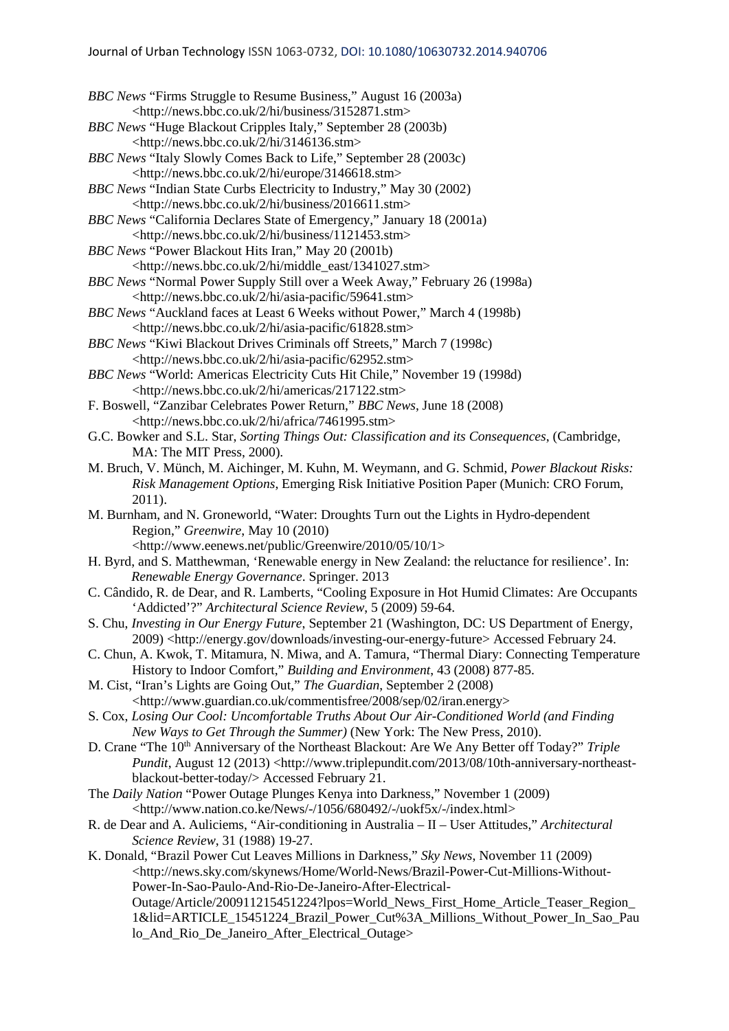*BBC News* "Firms Struggle to Resume Business," August 16 (2003a) <http://news.bbc.co.uk/2/hi/business/3152871.stm>

*BBC News* "Huge Blackout Cripples Italy," September 28 (2003b) <http://news.bbc.co.uk/2/hi/3146136.stm>

*BBC News* "Italy Slowly Comes Back to Life," September 28 (2003c) <http://news.bbc.co.uk/2/hi/europe/3146618.stm>

*BBC News* "Indian State Curbs Electricity to Industry," May 30 (2002) <http://news.bbc.co.uk/2/hi/business/2016611.stm>

*BBC News* "California Declares State of Emergency," January 18 (2001a) <http://news.bbc.co.uk/2/hi/business/1121453.stm>

*BBC News* "Power Blackout Hits Iran," May 20 (2001b) <http://news.bbc.co.uk/2/hi/middle_east/1341027.stm>

*BBC News* "Normal Power Supply Still over a Week Away," February 26 (1998a) <http://news.bbc.co.uk/2/hi/asia-pacific/59641.stm>

*BBC News* "Auckland faces at Least 6 Weeks without Power," March 4 (1998b) <http://news.bbc.co.uk/2/hi/asia-pacific/61828.stm>

*BBC News* "Kiwi Blackout Drives Criminals off Streets," March 7 (1998c) <http://news.bbc.co.uk/2/hi/asia-pacific/62952.stm>

*BBC News* "World: Americas Electricity Cuts Hit Chile," November 19 (1998d) <http://news.bbc.co.uk/2/hi/americas/217122.stm>

F. Boswell, "Zanzibar Celebrates Power Return," *BBC News*, June 18 (2008) <http://news.bbc.co.uk/2/hi/africa/7461995.stm>

G.C. Bowker and S.L. Star, *Sorting Things Out: Classification and its Consequences*, (Cambridge, MA: The MIT Press, 2000).

M. Bruch, V. Münch, M. Aichinger, M. Kuhn, M. Weymann, and G. Schmid, *Power Blackout Risks: Risk Management Options*, Emerging Risk Initiative Position Paper (Munich: CRO Forum, 2011).

M. Burnham, and N. Groneworld, "Water: Droughts Turn out the Lights in Hydro-dependent Region," *Greenwire*, May 10 (2010) <http://www.eenews.net/public/Greenwire/2010/05/10/1>

H. Byrd, and S. Matthewman, 'Renewable energy in New Zealand: the reluctance for resilience'. In: *Renewable Energy Governance*. Springer. 2013

C. Cândido, R. de Dear, and R. Lamberts, "Cooling Exposure in Hot Humid Climates: Are Occupants 'Addicted'?" *Architectural Science Review*, 5 (2009) 59-64.

S. Chu, *Investing in Our Energy Future*, September 21 (Washington, DC: US Department of Energy, 2009) <http://energy.gov/downloads/investing-our-energy-future> Accessed February 24.

C. Chun, A. Kwok, T. Mitamura, N. Miwa, and A. Tamura, "Thermal Diary: Connecting Temperature History to Indoor Comfort," *Building and Environment*, 43 (2008) 877-85.

M. Cist, "Iran's Lights are Going Out," *The Guardian*, September 2 (2008) <http://www.guardian.co.uk/commentisfree/2008/sep/02/iran.energy>

S. Cox, *Losing Our Cool: Uncomfortable Truths About Our Air-Conditioned World (and Finding New Ways to Get Through the Summer)* (New York: The New Press, 2010).

D. Crane "The 10th Anniversary of the Northeast Blackout: Are We Any Better off Today?" *Triple Pundit*, August 12 (2013) <http://www.triplepundit.com/2013/08/10th-anniversary-northeast-blackout-better-today/> Accessed February 21.

The *Daily Nation* "Power Outage Plunges Kenya into Darkness," November 1 (2009) <http://www.nation.co.ke/News/-/1056/680492/-/uokf5x/-/index.html>

R. de Dear and A. Auliciems, "Air-conditioning in Australia – II – User Attitudes," *Architectural Science Review*, 31 (1988) 19-27.

K. Donald, "Brazil Power Cut Leaves Millions in Darkness," *Sky News*, November 11 (2009) <http://news.sky.com/skynews/Home/World-News/Brazil-Power-Cut-Millions-Without-Power-In-Sao-Paulo-And-Rio-De-Janeiro-After-Electrical-Outage/Article/200911215451224?lpos=World_News_First_Home_Article_Teaser_Region_1&lid=ARTICLE_15451224_Brazil_Power_Cut%3A_Millions_Without_Power_In_Sao_Paulo_And_Rio_De_Janeiro_After_Electrical_Outage>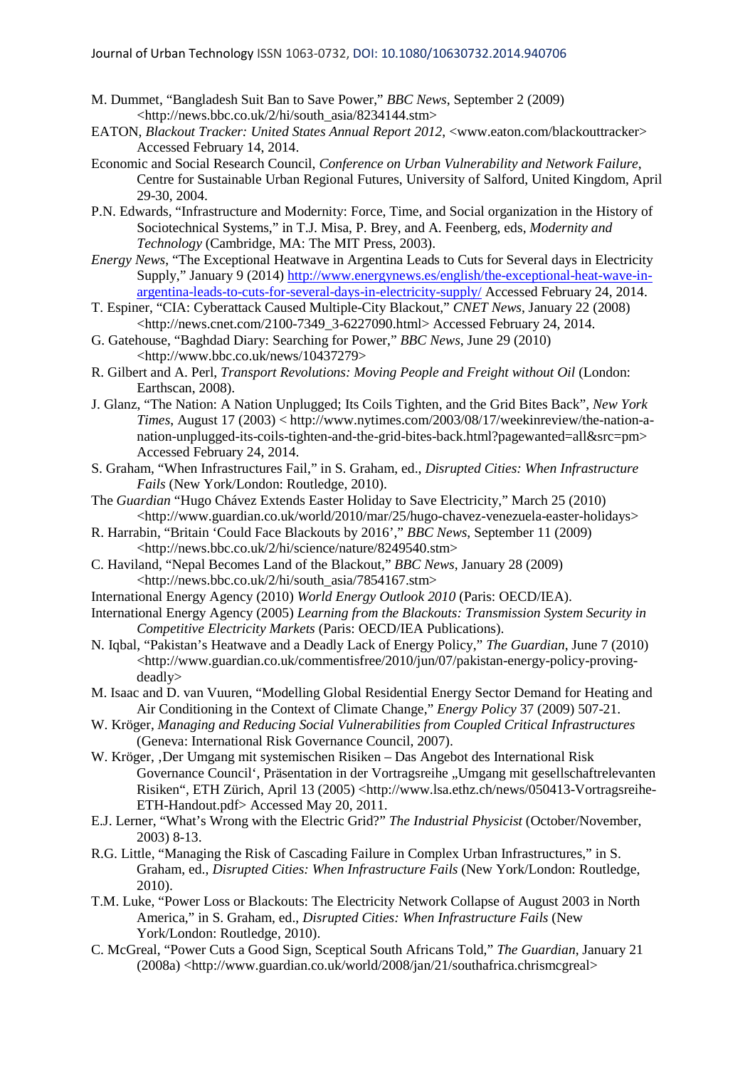M. Dummet, "Bangladesh Suit Ban to Save Power," *BBC News*, September 2 (2009) <http://news.bbc.co.uk/2/hi/south_asia/8234144.stm>

EATON, *Blackout Tracker: United States Annual Report 2012*, <www.eaton.com/blackouttracker> Accessed February 14, 2014.

Economic and Social Research Council, *Conference on Urban Vulnerability and Network Failure*, Centre for Sustainable Urban Regional Futures, University of Salford, United Kingdom, April 29-30, 2004.

P.N. Edwards, "Infrastructure and Modernity: Force, Time, and Social organization in the History of Sociotechnical Systems," in T.J. Misa, P. Brey, and A. Feenberg, eds, *Modernity and Technology* (Cambridge, MA: The MIT Press, 2003).

*Energy News*, "The Exceptional Heatwave in Argentina Leads to Cuts for Several days in Electricity Supply," January 9 (2014) http://www.energynews.es/english/the-exceptional-heat-wave-in-argentina-leads-to-cuts-for-several-days-in-electricity-supply/ Accessed February 24, 2014.

T. Espiner, "CIA: Cyberattack Caused Multiple-City Blackout," *CNET News*, January 22 (2008) <http://news.cnet.com/2100-7349_3-6227090.html> Accessed February 24, 2014.

G. Gatehouse, "Baghdad Diary: Searching for Power," *BBC News*, June 29 (2010) <http://www.bbc.co.uk/news/10437279>

R. Gilbert and A. Perl, *Transport Revolutions: Moving People and Freight without Oil* (London: Earthscan, 2008).

J. Glanz, "The Nation: A Nation Unplugged; Its Coils Tighten, and the Grid Bites Back", *New York Times*, August 17 (2003) < http://www.nytimes.com/2003/08/17/weekinreview/the-nation-a-nation-unplugged-its-coils-tighten-and-the-grid-bites-back.html?pagewanted=all&src=pm> Accessed February 24, 2014.

S. Graham, "When Infrastructures Fail," in S. Graham, ed., *Disrupted Cities: When Infrastructure Fails* (New York/London: Routledge, 2010).

The *Guardian* "Hugo Chávez Extends Easter Holiday to Save Electricity," March 25 (2010) <http://www.guardian.co.uk/world/2010/mar/25/hugo-chavez-venezuela-easter-holidays>

R. Harrabin, "Britain 'Could Face Blackouts by 2016'," *BBC News*, September 11 (2009) <http://news.bbc.co.uk/2/hi/science/nature/8249540.stm>

C. Haviland, "Nepal Becomes Land of the Blackout," *BBC News*, January 28 (2009) <http://news.bbc.co.uk/2/hi/south_asia/7854167.stm>

International Energy Agency (2010) *World Energy Outlook 2010* (Paris: OECD/IEA).

International Energy Agency (2005) *Learning from the Blackouts: Transmission System Security in Competitive Electricity Markets* (Paris: OECD/IEA Publications).

N. Iqbal, "Pakistan's Heatwave and a Deadly Lack of Energy Policy," *The Guardian*, June 7 (2010) <http://www.guardian.co.uk/commentisfree/2010/jun/07/pakistan-energy-policy-proving-deadly>

M. Isaac and D. van Vuuren, "Modelling Global Residential Energy Sector Demand for Heating and Air Conditioning in the Context of Climate Change," *Energy Policy* 37 (2009) 507-21.

W. Kröger, *Managing and Reducing Social Vulnerabilities from Coupled Critical Infrastructures* (Geneva: International Risk Governance Council, 2007).

W. Kröger, ‚Der Umgang mit systemischen Risiken – Das Angebot des International Risk Governance Council', Präsentation in der Vortragsreihe „Umgang mit gesellschaftrelevanten Risiken", ETH Zürich, April 13 (2005) <http://www.lsa.ethz.ch/news/050413-Vortragsreihe-ETH-Handout.pdf> Accessed May 20, 2011.

E.J. Lerner, "What's Wrong with the Electric Grid?" *The Industrial Physicist* (October/November, 2003) 8-13.

R.G. Little, "Managing the Risk of Cascading Failure in Complex Urban Infrastructures," in S. Graham, ed., *Disrupted Cities: When Infrastructure Fails* (New York/London: Routledge, 2010).

T.M. Luke, "Power Loss or Blackouts: The Electricity Network Collapse of August 2003 in North America," in S. Graham, ed., *Disrupted Cities: When Infrastructure Fails* (New York/London: Routledge, 2010).

C. McGreal, "Power Cuts a Good Sign, Sceptical South Africans Told," *The Guardian*, January 21 (2008a) <http://www.guardian.co.uk/world/2008/jan/21/southafrica.chrismcgreal>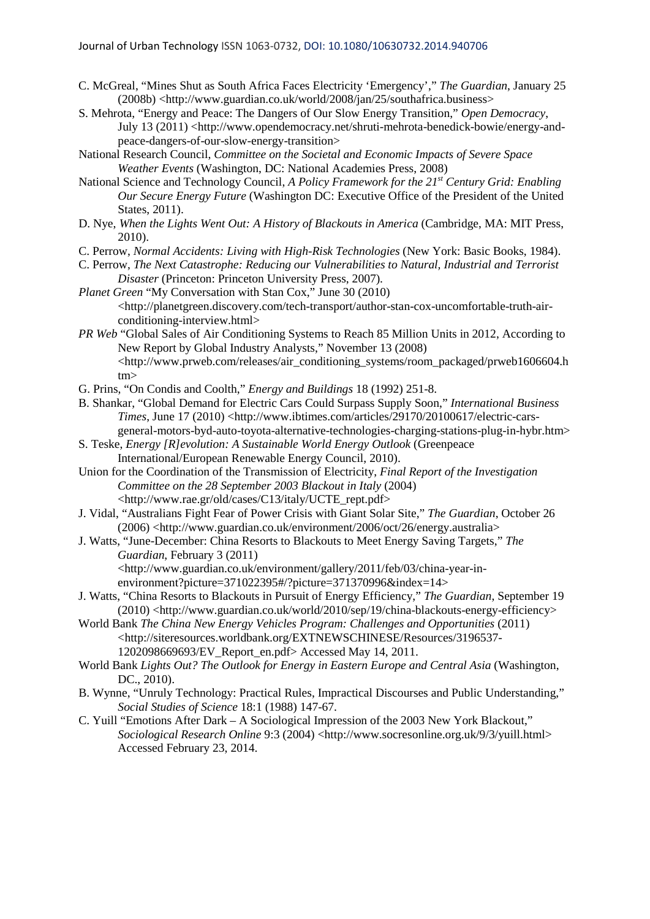C. McGreal, "Mines Shut as South Africa Faces Electricity 'Emergency'," *The Guardian*, January 25 (2008b) <http://www.guardian.co.uk/world/2008/jan/25/southafrica.business>

S. Mehrota, "Energy and Peace: The Dangers of Our Slow Energy Transition," *Open Democracy*, July 13 (2011) <http://www.opendemocracy.net/shruti-mehrota-benedick-bowie/energy-and-peace-dangers-of-our-slow-energy-transition>

National Research Council, *Committee on the Societal and Economic Impacts of Severe Space Weather Events* (Washington, DC: National Academies Press, 2008)

National Science and Technology Council, *A Policy Framework for the 21st Century Grid: Enabling Our Secure Energy Future* (Washington DC: Executive Office of the President of the United States, 2011).

D. Nye, *When the Lights Went Out: A History of Blackouts in America* (Cambridge, MA: MIT Press, 2010).

C. Perrow, *Normal Accidents: Living with High-Risk Technologies* (New York: Basic Books, 1984).

C. Perrow, *The Next Catastrophe: Reducing our Vulnerabilities to Natural, Industrial and Terrorist Disaster* (Princeton: Princeton University Press, 2007).

*Planet Green* "My Conversation with Stan Cox," June 30 (2010) <http://planetgreen.discovery.com/tech-transport/author-stan-cox-uncomfortable-truth-air-conditioning-interview.html>

*PR Web* "Global Sales of Air Conditioning Systems to Reach 85 Million Units in 2012, According to New Report by Global Industry Analysts," November 13 (2008) <http://www.prweb.com/releases/air_conditioning_systems/room_packaged/prweb1606604.htm>

G. Prins, "On Condis and Coolth," *Energy and Buildings* 18 (1992) 251-8.

B. Shankar, "Global Demand for Electric Cars Could Surpass Supply Soon," *International Business Times*, June 17 (2010) <http://www.ibtimes.com/articles/29170/20100617/electric-cars-general-motors-byd-auto-toyota-alternative-technologies-charging-stations-plug-in-hybr.htm>

S. Teske, *Energy [R]evolution: A Sustainable World Energy Outlook* (Greenpeace International/European Renewable Energy Council, 2010).

Union for the Coordination of the Transmission of Electricity, *Final Report of the Investigation Committee on the 28 September 2003 Blackout in Italy* (2004) <http://www.rae.gr/old/cases/C13/italy/UCTE_rept.pdf>

J. Vidal, "Australians Fight Fear of Power Crisis with Giant Solar Site," *The Guardian*, October 26 (2006) <http://www.guardian.co.uk/environment/2006/oct/26/energy.australia>

J. Watts, "June-December: China Resorts to Blackouts to Meet Energy Saving Targets," *The Guardian*, February 3 (2011) <http://www.guardian.co.uk/environment/gallery/2011/feb/03/china-year-in-environment?picture=371022395#/?picture=371370996&index=14>

J. Watts, "China Resorts to Blackouts in Pursuit of Energy Efficiency," *The Guardian*, September 19 (2010) <http://www.guardian.co.uk/world/2010/sep/19/china-blackouts-energy-efficiency>

World Bank *The China New Energy Vehicles Program: Challenges and Opportunities* (2011) <http://siteresources.worldbank.org/EXTNEWSCHINESE/Resources/3196537-1202098669693/EV_Report_en.pdf> Accessed May 14, 2011.

World Bank *Lights Out? The Outlook for Energy in Eastern Europe and Central Asia* (Washington, DC., 2010).

B. Wynne, "Unruly Technology: Practical Rules, Impractical Discourses and Public Understanding," *Social Studies of Science* 18:1 (1988) 147-67.

C. Yuill "Emotions After Dark – A Sociological Impression of the 2003 New York Blackout," *Sociological Research Online* 9:3 (2004) <http://www.socresonline.org.uk/9/3/yuill.html> Accessed February 23, 2014.